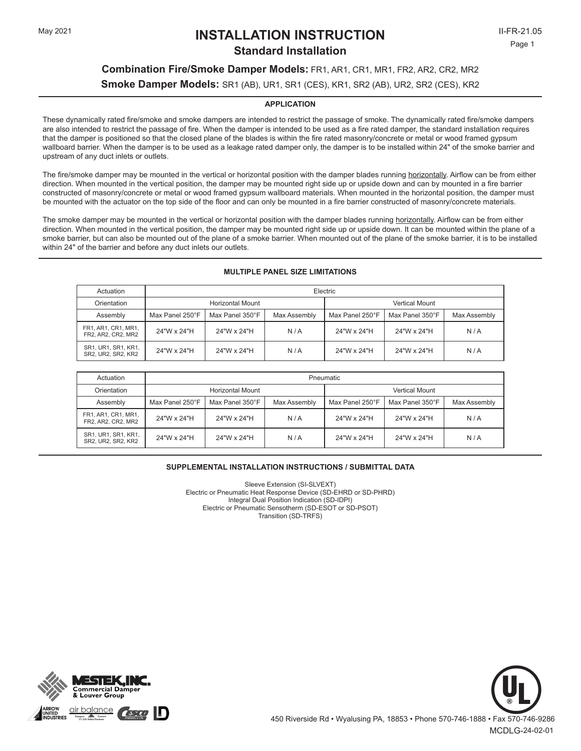May 2021

# INSTALLATION INSTRUCTION

## Standard Installation

II-FR-21.05

### **Combination Fire/Smoke Damper Models:** FR1, AR1, CR1, MR1, FR2, AR2, CR2, MR2

### **Smoke Damper Models:** SR1 (AB), UR1, SR1 (CES), KR1, SR2 (AB), UR2, SR2 (CES), KR2

#### APPLICATION

These dynamically rated fire/smoke and smoke dampers are intended to restrict the passage of smoke. The dynamically rated fire/smoke dampers are also intended to restrict the passage of fire. When the damper is intended to be used as a fire rated damper, the standard installation requires that the damper is positioned so that the closed plane of the blades is within the fire rated masonry/concrete or metal or wood framed gypsum wallboard barrier. When the damper is to be used as a leakage rated damper only, the damper is to be installed within 24" of the smoke barrier and upstream of any duct inlets or outlets.

The fire/smoke damper may be mounted in the vertical or horizontal position with the damper blades running horizontally. Airflow can be from either direction. When mounted in the vertical position, the damper may be mounted right side up or upside down and can by mounted in a fire barrier constructed of masonry/concrete or metal or wood framed gypsum wallboard materials. When mounted in the horizontal position, the damper must be mounted with the actuator on the top side of the floor and can only be mounted in a fire barrier constructed of masonry/concrete materials.

The smoke damper may be mounted in the vertical or horizontal position with the damper blades running horizontally. Airflow can be from either direction. When mounted in the vertical position, the damper may be mounted right side up or upside down. It can be mounted within the plane of a smoke barrier, but can also be mounted out of the plane of a smoke barrier. When mounted out of the plane of the smoke barrier, it is to be installed within 24" of the barrier and before any duct inlets our outlets.

#### MULTIPLE PANEL SIZE LIMITATIONS

| Actuation | Electric | | | | | |
|---|---|---|---|---|---|---|
| Orientation | Horizontal Mount | | | Vertical Mount | | |
| Assembly | Max Panel 250°F | Max Panel 350°F | Max Assembly | Max Panel 250°F | Max Panel 350°F | Max Assembly |
| FR1, AR1, CR1, MR1, FR2, AR2, CR2, MR2 | 24"W x 24"H | 24"W x 24"H | N / A | 24"W x 24"H | 24"W x 24"H | N / A |
| SR1, UR1, SR1, KR1, SR2, UR2, SR2, KR2 | 24"W x 24"H | 24"W x 24"H | N / A | 24"W x 24"H | 24"W x 24"H | N / A |

| Actuation | Pneumatic | | | | | |
|---|---|---|---|---|---|---|
| Orientation | Horizontal Mount | | | Vertical Mount | | |
| Assembly | Max Panel 250°F | Max Panel 350°F | Max Assembly | Max Panel 250°F | Max Panel 350°F | Max Assembly |
| FR1, AR1, CR1, MR1, FR2, AR2, CR2, MR2 | 24"W x 24"H | 24"W x 24"H | N / A | 24"W x 24"H | 24"W x 24"H | N / A |
| SR1, UR1, SR1, KR1, SR2, UR2, SR2, KR2 | 24"W x 24"H | 24"W x 24"H | N / A | 24"W x 24"H | 24"W x 24"H | N / A |

#### SUPPLEMENTAL INSTALLATION INSTRUCTIONS / SUBMITTAL DATA

Sleeve Extension (SI-SLVEXT)
Electric or Pneumatic Heat Response Device (SD-EHRD or SD-PHRD)
Integral Dual Position Indication (SD-IDPI)
Electric or Pneumatic Sensotherm (SD-ESOT or SD-PSOT)
Transition (SD-TRFS)

MESTEK, INC. Commercial Damper & Louver Group

450 Riverside Rd • Wyalusing PA, 18853 • Phone 570-746-1888 • Fax 570-746-9286

MCDLG-24-02-01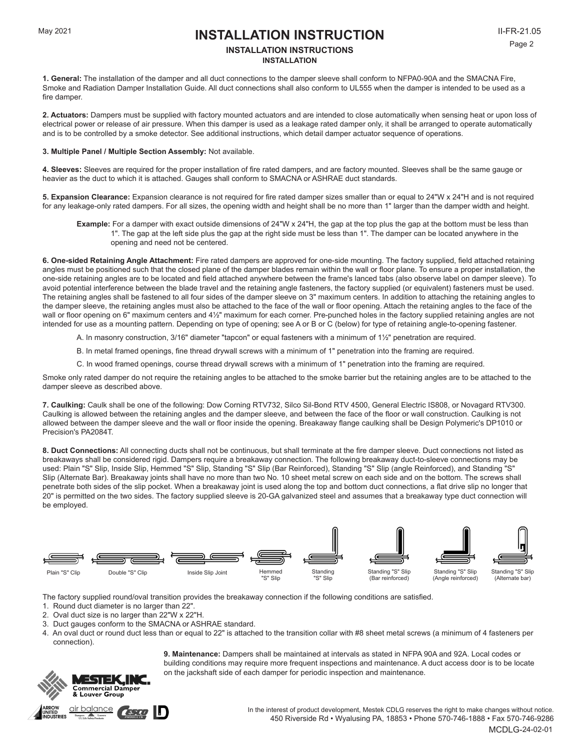# INSTALLATION INSTRUCTION

## INSTALLATION INSTRUCTIONS

### INSTALLATION

**1. General:** The installation of the damper and all duct connections to the damper sleeve shall conform to NFPA0-90A and the SMACNA Fire, Smoke and Radiation Damper Installation Guide. All duct connections shall also conform to UL555 when the damper is intended to be used as a fire damper.

**2. Actuators:** Dampers must be supplied with factory mounted actuators and are intended to close automatically when sensing heat or upon loss of electrical power or release of air pressure. When this damper is used as a leakage rated damper only, it shall be arranged to operate automatically and is to be controlled by a smoke detector. See additional instructions, which detail damper actuator sequence of operations.

**3. Multiple Panel / Multiple Section Assembly:** Not available.

**4. Sleeves:** Sleeves are required for the proper installation of fire rated dampers, and are factory mounted. Sleeves shall be the same gauge or heavier as the duct to which it is attached. Gauges shall conform to SMACNA or ASHRAE duct standards.

**5. Expansion Clearance:** Expansion clearance is not required for fire rated damper sizes smaller than or equal to 24"W x 24"H and is not required for any leakage-only rated dampers. For all sizes, the opening width and height shall be no more than 1" larger than the damper width and height.

> **Example:** For a damper with exact outside dimensions of 24"W x 24"H, the gap at the top plus the gap at the bottom must be less than 1". The gap at the left side plus the gap at the right side must be less than 1". The damper can be located anywhere in the opening and need not be centered.

**6. One-sided Retaining Angle Attachment:** Fire rated dampers are approved for one-side mounting. The factory supplied, field attached retaining angles must be positioned such that the closed plane of the damper blades remain within the wall or floor plane. To ensure a proper installation, the one-side retaining angles are to be located and field attached anywhere between the frame's lanced tabs (also observe label on damper sleeve). To avoid potential interference between the blade travel and the retaining angle fasteners, the factory supplied (or equivalent) fasteners must be used. The retaining angles shall be fastened to all four sides of the damper sleeve on 3" maximum centers. In addition to attaching the retaining angles to the damper sleeve, the retaining angles must also be attached to the face of the wall or floor opening. Attach the retaining angles to the face of the wall or floor opening on 6" maximum centers and 4½" maximum for each corner. Pre-punched holes in the factory supplied retaining angles are not intended for use as a mounting pattern. Depending on type of opening; see A or B or C (below) for type of retaining angle-to-opening fastener.

A. In masonry construction, 3/16" diameter "tapcon" or equal fasteners with a minimum of 1½" penetration are required.

B. In metal framed openings, fine thread drywall screws with a minimum of 1" penetration into the framing are required.

C. In wood framed openings, course thread drywall screws with a minimum of 1" penetration into the framing are required.

Smoke only rated damper do not require the retaining angles to be attached to the smoke barrier but the retaining angles are to be attached to the damper sleeve as described above.

**7. Caulking:** Caulk shall be one of the following: Dow Corning RTV732, Silco Sil-Bond RTV 4500, General Electric IS808, or Novagard RTV300. Caulking is allowed between the retaining angles and the damper sleeve, and between the face of the floor or wall construction. Caulking is not allowed between the damper sleeve and the wall or floor inside the opening. Breakaway flange caulking shall be Design Polymeric's DP1010 or Precision's PA2084T.

**8. Duct Connections:** All connecting ducts shall not be continuous, but shall terminate at the fire damper sleeve. Duct connections not listed as breakaways shall be considered rigid. Dampers require a breakaway connection. The following breakaway duct-to-sleeve connections may be used: Plain "S" Slip, Inside Slip, Hemmed "S" Slip, Standing "S" Slip (Bar Reinforced), Standing "S" Slip (angle Reinforced), and Standing "S" Slip (Alternate Bar). Breakaway joints shall have no more than two No. 10 sheet metal screw on each side and on the bottom. The screws shall penetrate both sides of the slip pocket. When a breakaway joint is used along the top and bottom duct connections, a flat drive slip no longer that 20" is permitted on the two sides. The factory supplied sleeve is 20-GA galvanized steel and assumes that a breakaway type duct connection will be employed.

Plain "S" Clip | Double "S" Clip | Inside Slip Joint | Hemmed "S" Slip | Standing "S" Slip | Standing "S" Slip (Bar reinforced) | Standing "S" Slip (Angle reinforced) | Standing "S" Slip (Alternate bar)

The factory supplied round/oval transition provides the breakaway connection if the following conditions are satisfied.

1. Round duct diameter is no larger than 22".
2. Oval duct size is no larger than 22"W x 22"H.
3. Duct gauges conform to the SMACNA or ASHRAE standard.
4. An oval duct or round duct less than or equal to 22" is attached to the transition collar with #8 sheet metal screws (a minimum of 4 fasteners per connection).

**9. Maintenance:** Dampers shall be maintained at intervals as stated in NFPA 90A and 92A. Local codes or building conditions may require more frequent inspections and maintenance. A duct access door is to be locate on the jackshaft side of each damper for periodic inspection and maintenance.

In the interest of product development, Mestek CDLG reserves the right to make changes without notice.
450 Riverside Rd • Wyalusing PA, 18853 • Phone 570-746-1888 • Fax 570-746-9286
MCDLG-24-02-01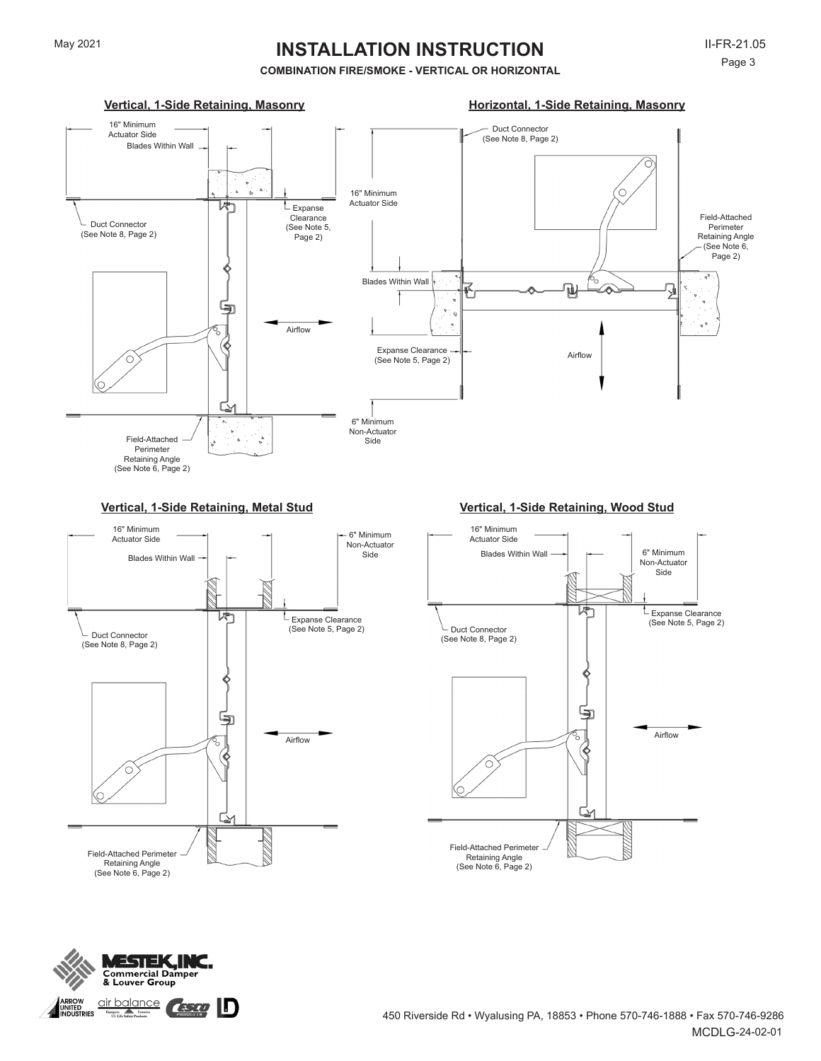# INSTALLATION INSTRUCTION

**COMBINATION FIRE/SMOKE - VERTICAL OR HORIZONTAL**

## Vertical, 1-Side Retaining, Masonry

16" Minimum Actuator Side

Blades Within Wall

Expanse Clearance (See Note 5, Page 2)

Duct Connector (See Note 8, Page 2)

Airflow

Field-Attached Perimeter Retaining Angle (See Note 6, Page 2)

## Horizontal, 1-Side Retaining, Masonry

Duct Connector (See Note 8, Page 2)

16" Minimum Actuator Side

Field-Attached Perimeter Retaining Angle (See Note 6, Page 2)

Blades Within Wall

Expanse Clearance (See Note 5, Page 2)

Airflow

6" Minimum Non-Actuator Side

## Vertical, 1-Side Retaining, Metal Stud

16" Minimum Actuator Side

6" Minimum Non-Actuator Side

Blades Within Wall

Expanse Clearance (See Note 5, Page 2)

Duct Connector (See Note 8, Page 2)

Airflow

Field-Attached Perimeter Retaining Angle (See Note 6, Page 2)

## Vertical, 1-Side Retaining, Wood Stud

16" Minimum Actuator Side

Blades Within Wall

6" Minimum Non-Actuator Side

Expanse Clearance (See Note 5, Page 2)

Duct Connector (See Note 8, Page 2)

Airflow

Field-Attached Perimeter Retaining Angle (See Note 6, Page 2)

MESTEK, INC. Commercial Damper & Louver Group

450 Riverside Rd • Wyalusing PA, 18853 • Phone 570-746-1888 • Fax 570-746-9286

MCDLG-24-02-01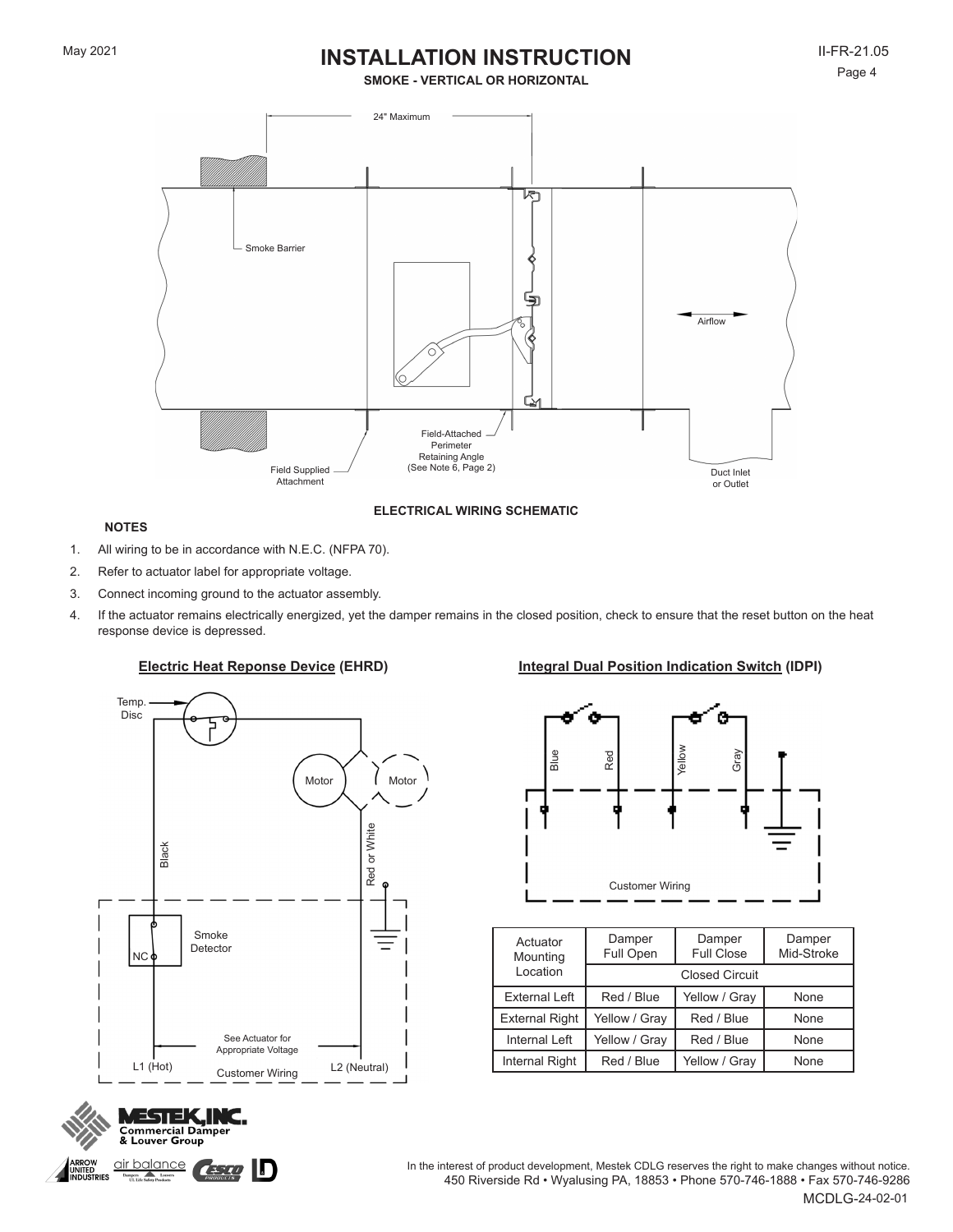# INSTALLATION INSTRUCTION

**SMOKE - VERTICAL OR HORIZONTAL**

24" Maximum

Smoke Barrier

Airflow

Field-Attached Perimeter Retaining Angle (See Note 6, Page 2)

Field Supplied Attachment

Duct Inlet or Outlet

**ELECTRICAL WIRING SCHEMATIC**

**NOTES**

1. All wiring to be in accordance with N.E.C. (NFPA 70).
2. Refer to actuator label for appropriate voltage.
3. Connect incoming ground to the actuator assembly.
4. If the actuator remains electrically energized, yet the damper remains in the closed position, check to ensure that the reset button on the heat response device is depressed.

**Electric Heat Reponse Device (EHRD)**

Temp. Disc

Motor

Motor

Black

Red or White

Smoke Detector

NC

See Actuator for Appropriate Voltage

L1 (Hot)

Customer Wiring

L2 (Neutral)

**Integral Dual Position Indication Switch (IDPI)**

Blue

Red

Yellow

Gray

Customer Wiring

| Actuator Mounting Location | Damper Full Open | Damper Full Close | Damper Mid-Stroke |
|---|---|---|---|
| | Closed Circuit | | |
| External Left | Red / Blue | Yellow / Gray | None |
| External Right | Yellow / Gray | Red / Blue | None |
| Internal Left | Yellow / Gray | Red / Blue | None |
| Internal Right | Red / Blue | Yellow / Gray | None |

In the interest of product development, Mestek CDLG reserves the right to make changes without notice.
450 Riverside Rd • Wyalusing PA, 18853 • Phone 570-746-1888 • Fax 570-746-9286

MCDLG-24-02-01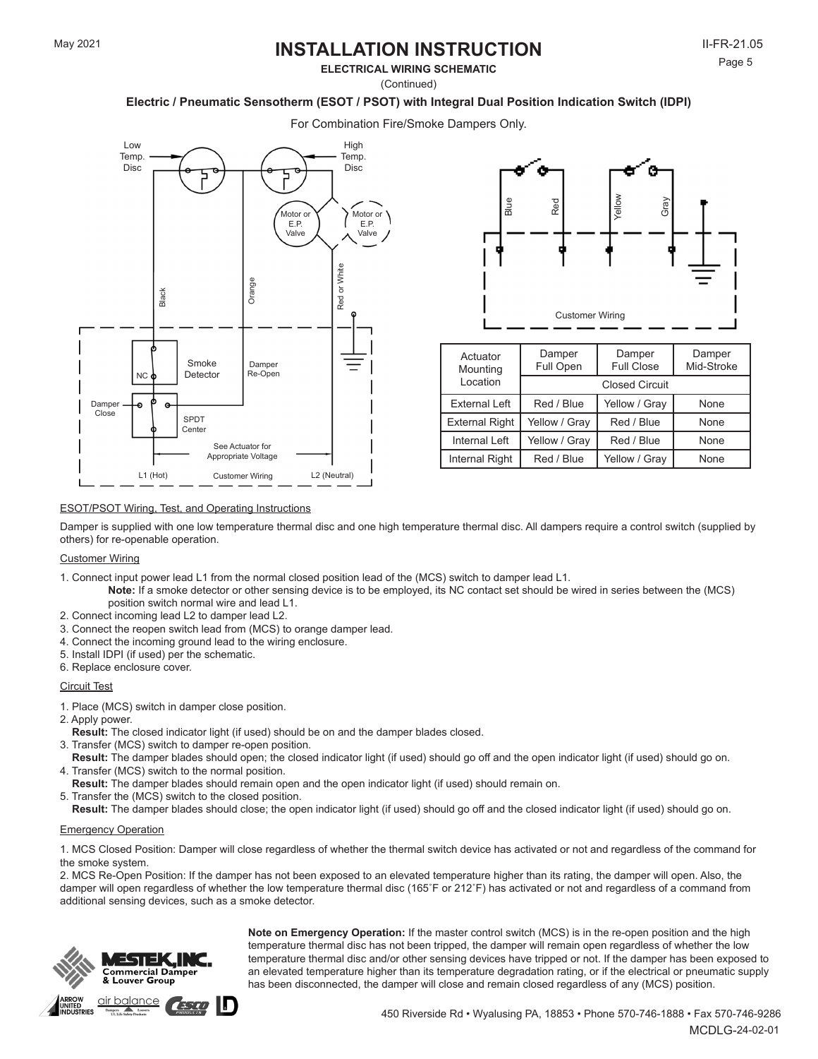# INSTALLATION INSTRUCTION

**ELECTRICAL WIRING SCHEMATIC**

(Continued)

**Electric / Pneumatic Sensotherm (ESOT / PSOT) with Integral Dual Position Indication Switch (IDPI)**

For Combination Fire/Smoke Dampers Only.

| Actuator Mounting Location | Damper Full Open | Damper Full Close | Damper Mid-Stroke |
|---|---|---|---|
| | Closed Circuit | | |
| External Left | Red / Blue | Yellow / Gray | None |
| External Right | Yellow / Gray | Red / Blue | None |
| Internal Left | Yellow / Gray | Red / Blue | None |
| Internal Right | Red / Blue | Yellow / Gray | None |

ESOT/PSOT Wiring, Test, and Operating Instructions

Damper is supplied with one low temperature thermal disc and one high temperature thermal disc. All dampers require a control switch (supplied by others) for re-openable operation.

Customer Wiring

1. Connect input power lead L1 from the normal closed position lead of the (MCS) switch to damper lead L1.
   **Note:** If a smoke detector or other sensing device is to be employed, its NC contact set should be wired in series between the (MCS) position switch normal wire and lead L1.
2. Connect incoming lead L2 to damper lead L2.
3. Connect the reopen switch lead from (MCS) to orange damper lead.
4. Connect the incoming ground lead to the wiring enclosure.
5. Install IDPI (if used) per the schematic.
6. Replace enclosure cover.

Circuit Test

1. Place (MCS) switch in damper close position.
2. Apply power.
   **Result:** The closed indicator light (if used) should be on and the damper blades closed.
3. Transfer (MCS) switch to damper re-open position.
   **Result:** The damper blades should open; the closed indicator light (if used) should go off and the open indicator light (if used) should go on.
4. Transfer (MCS) switch to the normal position.
   **Result:** The damper blades should remain open and the open indicator light (if used) should remain on.
5. Transfer the (MCS) switch to the closed position.
   **Result:** The damper blades should close; the open indicator light (if used) should go off and the closed indicator light (if used) should go on.

Emergency Operation

1. MCS Closed Position: Damper will close regardless of whether the thermal switch device has activated or not and regardless of the command for the smoke system.

2. MCS Re-Open Position: If the damper has not been exposed to an elevated temperature higher than its rating, the damper will open. Also, the damper will open regardless of whether the low temperature thermal disc (165˚F or 212˚F) has activated or not and regardless of a command from additional sensing devices, such as a smoke detector.

**Note on Emergency Operation:** If the master control switch (MCS) is in the re-open position and the high temperature thermal disc has not been tripped, the damper will remain open regardless of whether the low temperature thermal disc and/or other sensing devices have tripped or not. If the damper has been exposed to an elevated temperature higher than its temperature degradation rating, or if the electrical or pneumatic supply has been disconnected, the damper will close and remain closed regardless of any (MCS) position.

450 Riverside Rd • Wyalusing PA, 18853 • Phone 570-746-1888 • Fax 570-746-9286

MCDLG-24-02-01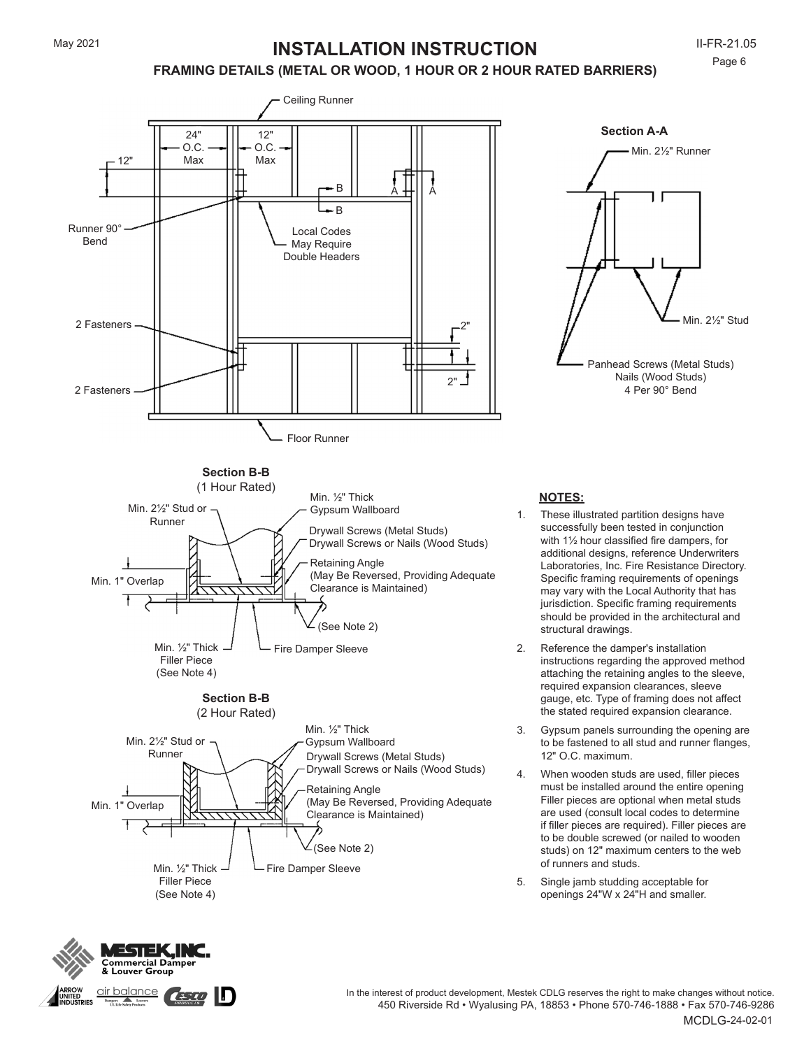# INSTALLATION INSTRUCTION

## FRAMING DETAILS (METAL OR WOOD, 1 HOUR OR 2 HOUR RATED BARRIERS)

Ceiling Runner

24" O.C. Max

12" O.C. Max

12"

B

A

A

B

Runner 90° Bend

Local Codes May Require Double Headers

2 Fasteners

2"

2"

2 Fasteners

Floor Runner

**Section A-A**

Min. 2½" Runner

Min. 2½" Stud

Panhead Screws (Metal Studs)
Nails (Wood Studs)
4 Per 90° Bend

**Section B-B**
(1 Hour Rated)

Min. 2½" Stud or Runner

Min. ½" Thick Gypsum Wallboard

Drywall Screws (Metal Studs)
Drywall Screws or Nails (Wood Studs)

Retaining Angle
(May Be Reversed, Providing Adequate Clearance is Maintained)

Min. 1" Overlap

(See Note 2)

Min. ½" Thick Filler Piece (See Note 4)

Fire Damper Sleeve

**Section B-B**
(2 Hour Rated)

Min. 2½" Stud or Runner

Min. ½" Thick Gypsum Wallboard

Drywall Screws (Metal Studs)
Drywall Screws or Nails (Wood Studs)

Retaining Angle
(May Be Reversed, Providing Adequate Clearance is Maintained)

Min. 1" Overlap

(See Note 2)

Min. ½" Thick Filler Piece (See Note 4)

Fire Damper Sleeve

**NOTES:**

1. These illustrated partition designs have successfully been tested in conjunction with 1½ hour classified fire dampers, for additional designs, reference Underwriters Laboratories, Inc. Fire Resistance Directory. Specific framing requirements of openings may vary with the Local Authority that has jurisdiction. Specific framing requirements should be provided in the architectural and structural drawings.
2. Reference the damper's installation instructions regarding the approved method attaching the retaining angles to the sleeve, required expansion clearances, sleeve gauge, etc. Type of framing does not affect the stated required expansion clearance.
3. Gypsum panels surrounding the opening are to be fastened to all stud and runner flanges, 12" O.C. maximum.
4. When wooden studs are used, filler pieces must be installed around the entire opening Filler pieces are optional when metal studs are used (consult local codes to determine if filler pieces are required). Filler pieces are to be double screwed (or nailed to wooden studs) on 12" maximum centers to the web of runners and studs.
5. Single jamb studding acceptable for openings 24"W x 24"H and smaller.

MESTEK, INC. Commercial Damper & Louver Group

In the interest of product development, Mestek CDLG reserves the right to make changes without notice.
450 Riverside Rd • Wyalusing PA, 18853 • Phone 570-746-1888 • Fax 570-746-9286

MCDLG-24-02-01